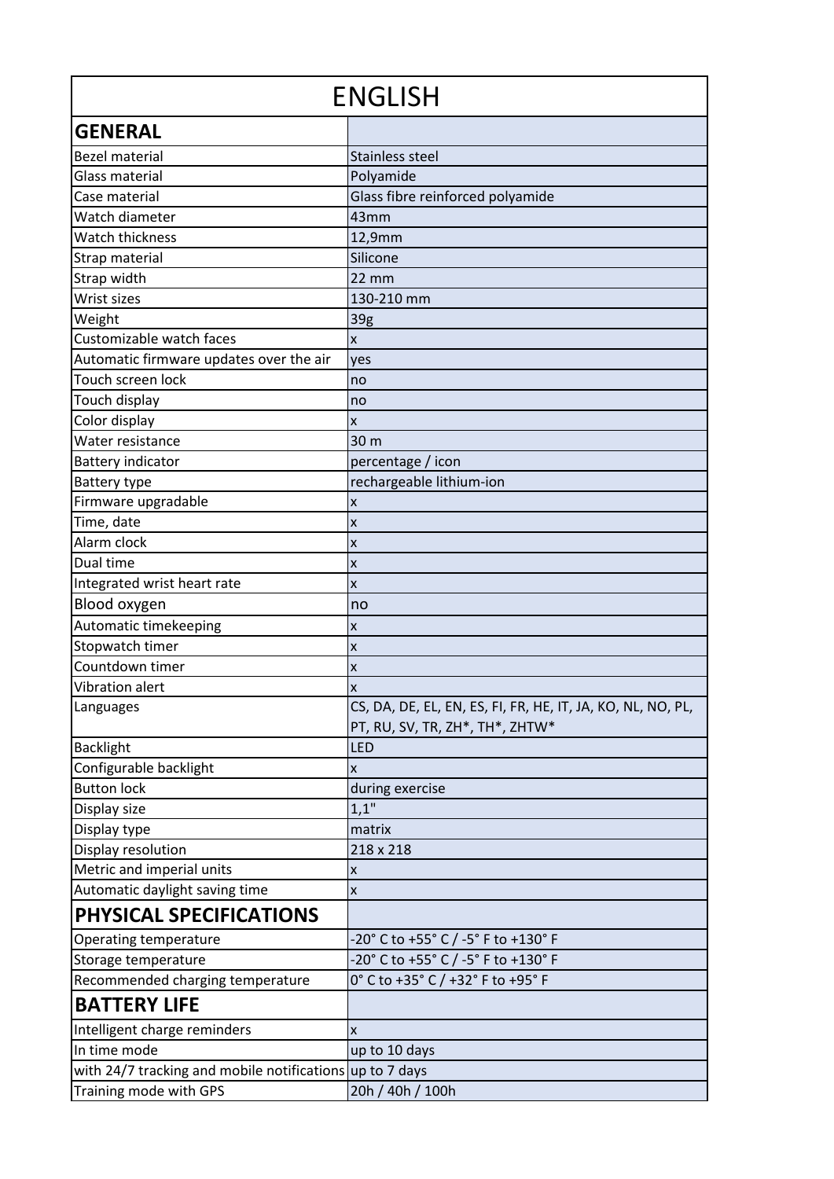| ENGLISH | |
|---|---|
| **GENERAL** | |
| Bezel material | Stainless steel |
| Glass material | Polyamide |
| Case material | Glass fibre reinforced polyamide |
| Watch diameter | 43mm |
| Watch thickness | 12,9mm |
| Strap material | Silicone |
| Strap width | 22 mm |
| Wrist sizes | 130-210 mm |
| Weight | 39g |
| Customizable watch faces | x |
| Automatic firmware updates over the air | yes |
| Touch screen lock | no |
| Touch display | no |
| Color display | x |
| Water resistance | 30 m |
| Battery indicator | percentage / icon |
| Battery type | rechargeable lithium-ion |
| Firmware upgradable | x |
| Time, date | x |
| Alarm clock | x |
| Dual time | x |
| Integrated wrist heart rate | x |
| Blood oxygen | no |
| Automatic timekeeping | x |
| Stopwatch timer | x |
| Countdown timer | x |
| Vibration alert | x |
| Languages | CS, DA, DE, EL, EN, ES, FI, FR, HE, IT, JA, KO, NL, NO, PL, PT, RU, SV, TR, ZH*, TH*, ZHTW* |
| Backlight | LED |
| Configurable backlight | x |
| Button lock | during exercise |
| Display size | 1,1" |
| Display type | matrix |
| Display resolution | 218 x 218 |
| Metric and imperial units | x |
| Automatic daylight saving time | x |
| **PHYSICAL SPECIFICATIONS** | |
| Operating temperature | -20° C to +55° C / -5° F to +130° F |
| Storage temperature | -20° C to +55° C / -5° F to +130° F |
| Recommended charging temperature | 0° C to +35° C / +32° F to +95° F |
| **BATTERY LIFE** | |
| Intelligent charge reminders | x |
| In time mode | up to 10 days |
| with 24/7 tracking and mobile notifications | up to 7 days |
| Training mode with GPS | 20h / 40h / 100h |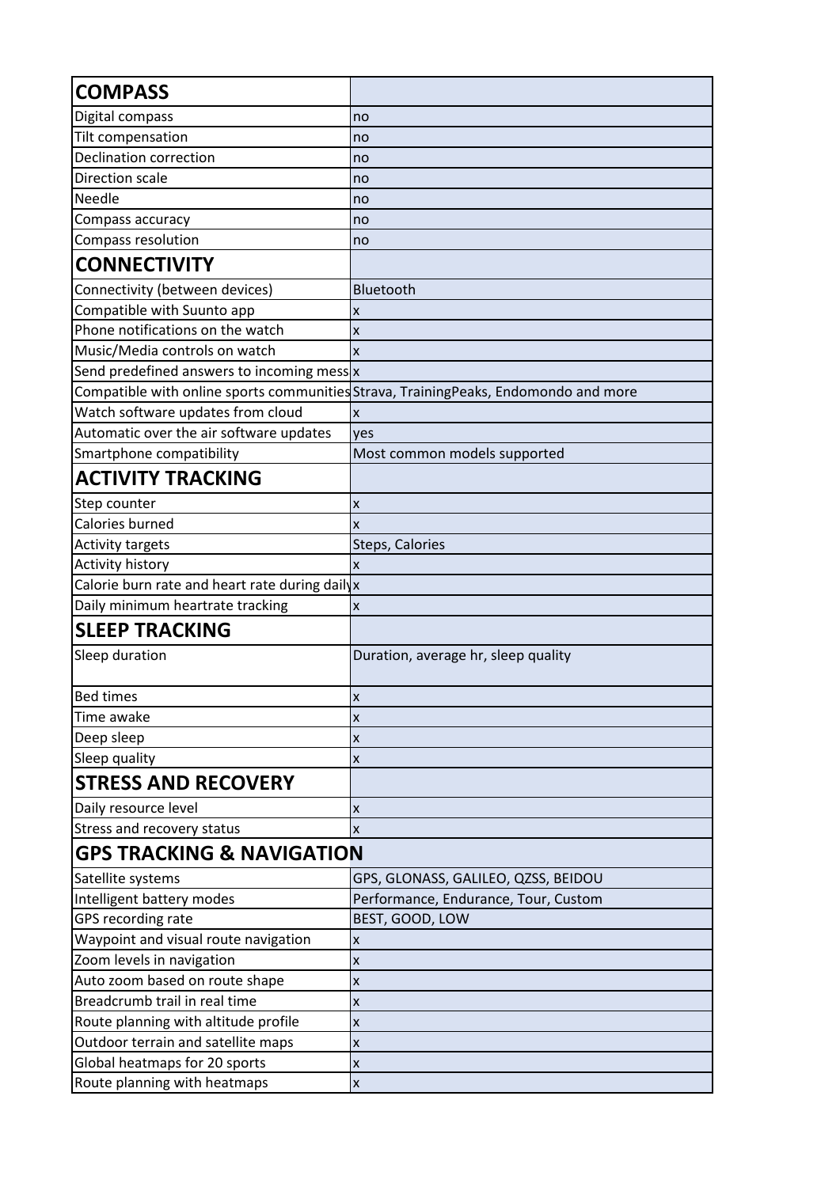| COMPASS | |
|---|---|
| Digital compass | no |
| Tilt compensation | no |
| Declination correction | no |
| Direction scale | no |
| Needle | no |
| Compass accuracy | no |
| Compass resolution | no |
| **CONNECTIVITY** | |
| Connectivity (between devices) | Bluetooth |
| Compatible with Suunto app | x |
| Phone notifications on the watch | x |
| Music/Media controls on watch | x |
| Send predefined answers to incoming mess | x |
| Compatible with online sports communities | Strava, TrainingPeaks, Endomondo and more |
| Watch software updates from cloud | x |
| Automatic over the air software updates | yes |
| Smartphone compatibility | Most common models supported |
| **ACTIVITY TRACKING** | |
| Step counter | x |
| Calories burned | x |
| Activity targets | Steps, Calories |
| Activity history | x |
| Calorie burn rate and heart rate during daily | x |
| Daily minimum heartrate tracking | x |
| **SLEEP TRACKING** | |
| Sleep duration | Duration, average hr, sleep quality |
| Bed times | x |
| Time awake | x |
| Deep sleep | x |
| Sleep quality | x |
| **STRESS AND RECOVERY** | |
| Daily resource level | x |
| Stress and recovery status | x |
| **GPS TRACKING & NAVIGATION** | |
| Satellite systems | GPS, GLONASS, GALILEO, QZSS, BEIDOU |
| Intelligent battery modes | Performance, Endurance, Tour, Custom |
| GPS recording rate | BEST, GOOD, LOW |
| Waypoint and visual route navigation | x |
| Zoom levels in navigation | x |
| Auto zoom based on route shape | x |
| Breadcrumb trail in real time | x |
| Route planning with altitude profile | x |
| Outdoor terrain and satellite maps | x |
| Global heatmaps for 20 sports | x |
| Route planning with heatmaps | x |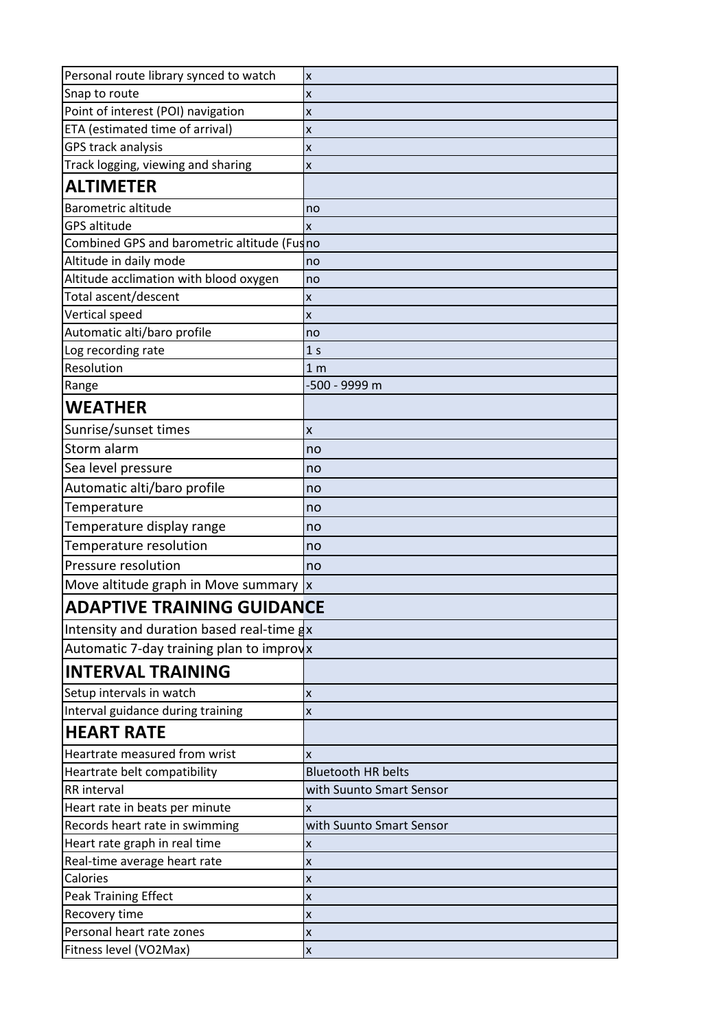| | |
|---|---|
| Personal route library synced to watch | x |
| Snap to route | x |
| Point of interest (POI) navigation | x |
| ETA (estimated time of arrival) | x |
| GPS track analysis | x |
| Track logging, viewing and sharing | x |
| **ALTIMETER** | |
| Barometric altitude | no |
| GPS altitude | x |
| Combined GPS and barometric altitude (Fus | no |
| Altitude in daily mode | no |
| Altitude acclimation with blood oxygen | no |
| Total ascent/descent | x |
| Vertical speed | x |
| Automatic alti/baro profile | no |
| Log recording rate | 1 s |
| Resolution | 1 m |
| Range | -500 - 9999 m |
| **WEATHER** | |
| Sunrise/sunset times | x |
| Storm alarm | no |
| Sea level pressure | no |
| Automatic alti/baro profile | no |
| Temperature | no |
| Temperature display range | no |
| Temperature resolution | no |
| Pressure resolution | no |
| Move altitude graph in Move summary | x |
| **ADAPTIVE TRAINING GUIDANCE** | |
| Intensity and duration based real-time g | x |
| Automatic 7-day training plan to improv | x |
| **INTERVAL TRAINING** | |
| Setup intervals in watch | x |
| Interval guidance during training | x |
| **HEART RATE** | |
| Heartrate measured from wrist | x |
| Heartrate belt compatibility | Bluetooth HR belts |
| RR interval | with Suunto Smart Sensor |
| Heart rate in beats per minute | x |
| Records heart rate in swimming | with Suunto Smart Sensor |
| Heart rate graph in real time | x |
| Real-time average heart rate | x |
| Calories | x |
| Peak Training Effect | x |
| Recovery time | x |
| Personal heart rate zones | x |
| Fitness level (VO2Max) | x |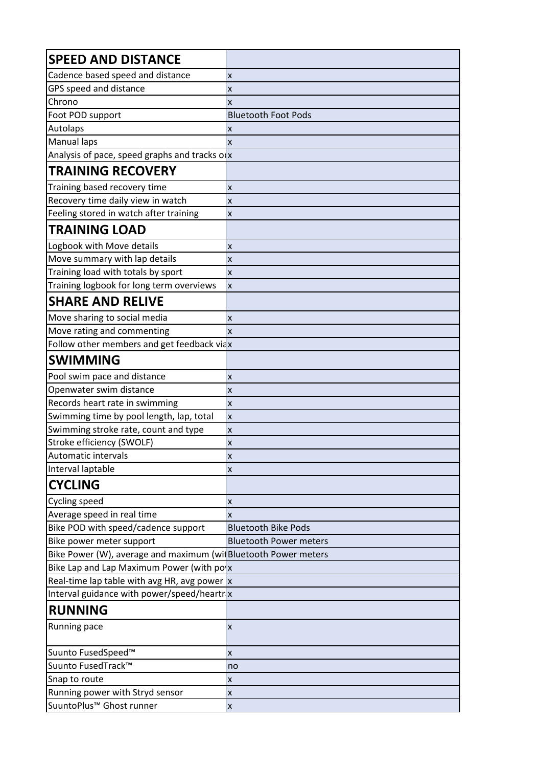| SPEED AND DISTANCE | |
|---|---|
| Cadence based speed and distance | x |
| GPS speed and distance | x |
| Chrono | x |
| Foot POD support | Bluetooth Foot Pods |
| Autolaps | x |
| Manual laps | x |
| Analysis of pace, speed graphs and tracks o | x |
| **TRAINING RECOVERY** | |
| Training based recovery time | x |
| Recovery time daily view in watch | x |
| Feeling stored in watch after training | x |
| **TRAINING LOAD** | |
| Logbook with Move details | x |
| Move summary with lap details | x |
| Training load with totals by sport | x |
| Training logbook for long term overviews | x |
| **SHARE AND RELIVE** | |
| Move sharing to social media | x |
| Move rating and commenting | x |
| Follow other members and get feedback via | x |
| **SWIMMING** | |
| Pool swim pace and distance | x |
| Openwater swim distance | x |
| Records heart rate in swimming | x |
| Swimming time by pool length, lap, total | x |
| Swimming stroke rate, count and type | x |
| Stroke efficiency (SWOLF) | x |
| Automatic intervals | x |
| Interval laptable | x |
| **CYCLING** | |
| Cycling speed | x |
| Average speed in real time | x |
| Bike POD with speed/cadence support | Bluetooth Bike Pods |
| Bike power meter support | Bluetooth Power meters |
| Bike Power (W), average and maximum (wi | Bluetooth Power meters |
| Bike Lap and Lap Maximum Power (with po | x |
| Real-time lap table with avg HR, avg power | x |
| Interval guidance with power/speed/heartr | x |
| **RUNNING** | |
| Running pace | x |
| Suunto FusedSpeed™ | x |
| Suunto FusedTrack™ | no |
| Snap to route | x |
| Running power with Stryd sensor | x |
| SuuntoPlus™ Ghost runner | x |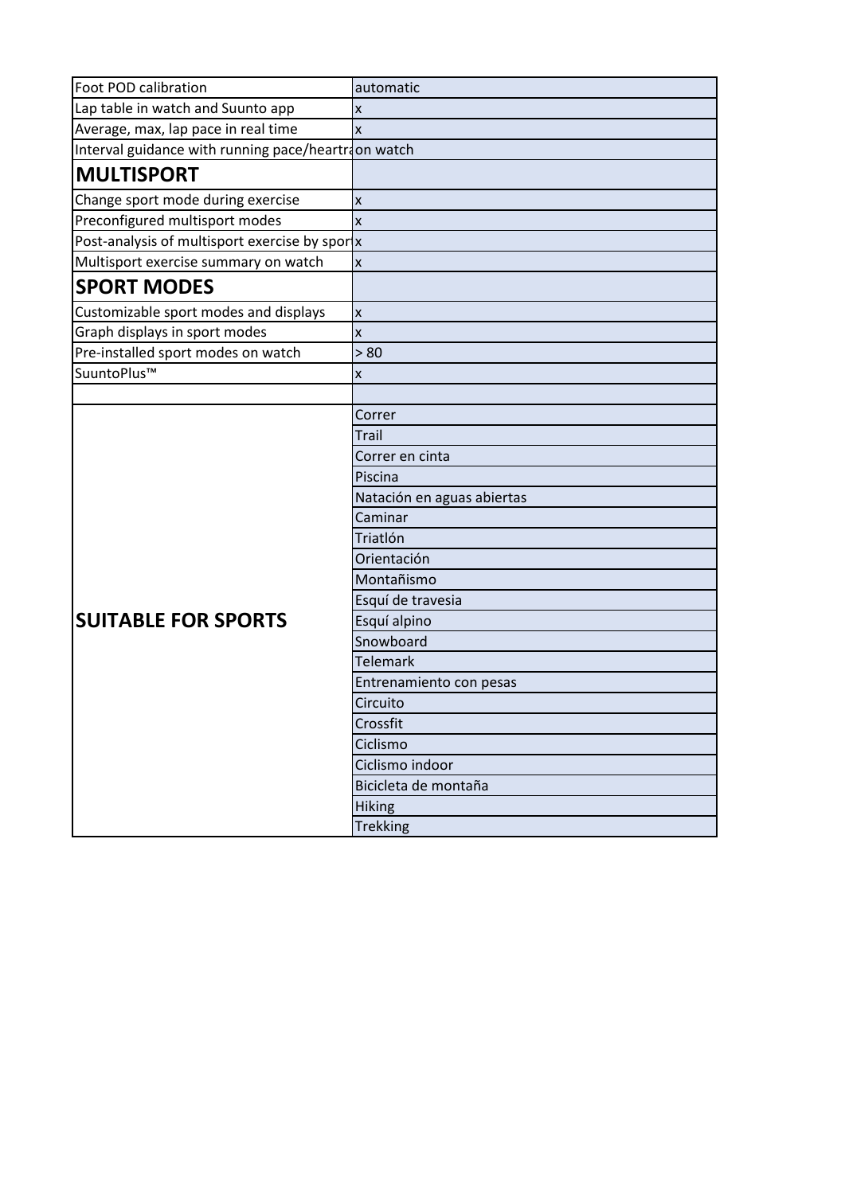| | |
|---|---|
| Foot POD calibration | automatic |
| Lap table in watch and Suunto app | x |
| Average, max, lap pace in real time | x |
| Interval guidance with running pace/heartra | on watch |
| **MULTISPORT** | |
| Change sport mode during exercise | x |
| Preconfigured multisport modes | x |
| Post-analysis of multisport exercise by spor | x |
| Multisport exercise summary on watch | x |
| **SPORT MODES** | |
| Customizable sport modes and displays | x |
| Graph displays in sport modes | x |
| Pre-installed sport modes on watch | > 80 |
| SuuntoPlus™ | x |
| | |
| **SUITABLE FOR SPORTS** | Correr |
| | Trail |
| | Correr en cinta |
| | Piscina |
| | Natación en aguas abiertas |
| | Caminar |
| | Triatlón |
| | Orientación |
| | Montañismo |
| | Esquí de travesia |
| | Esquí alpino |
| | Snowboard |
| | Telemark |
| | Entrenamiento con pesas |
| | Circuito |
| | Crossfit |
| | Ciclismo |
| | Ciclismo indoor |
| | Bicicleta de montaña |
| | Hiking |
| | Trekking |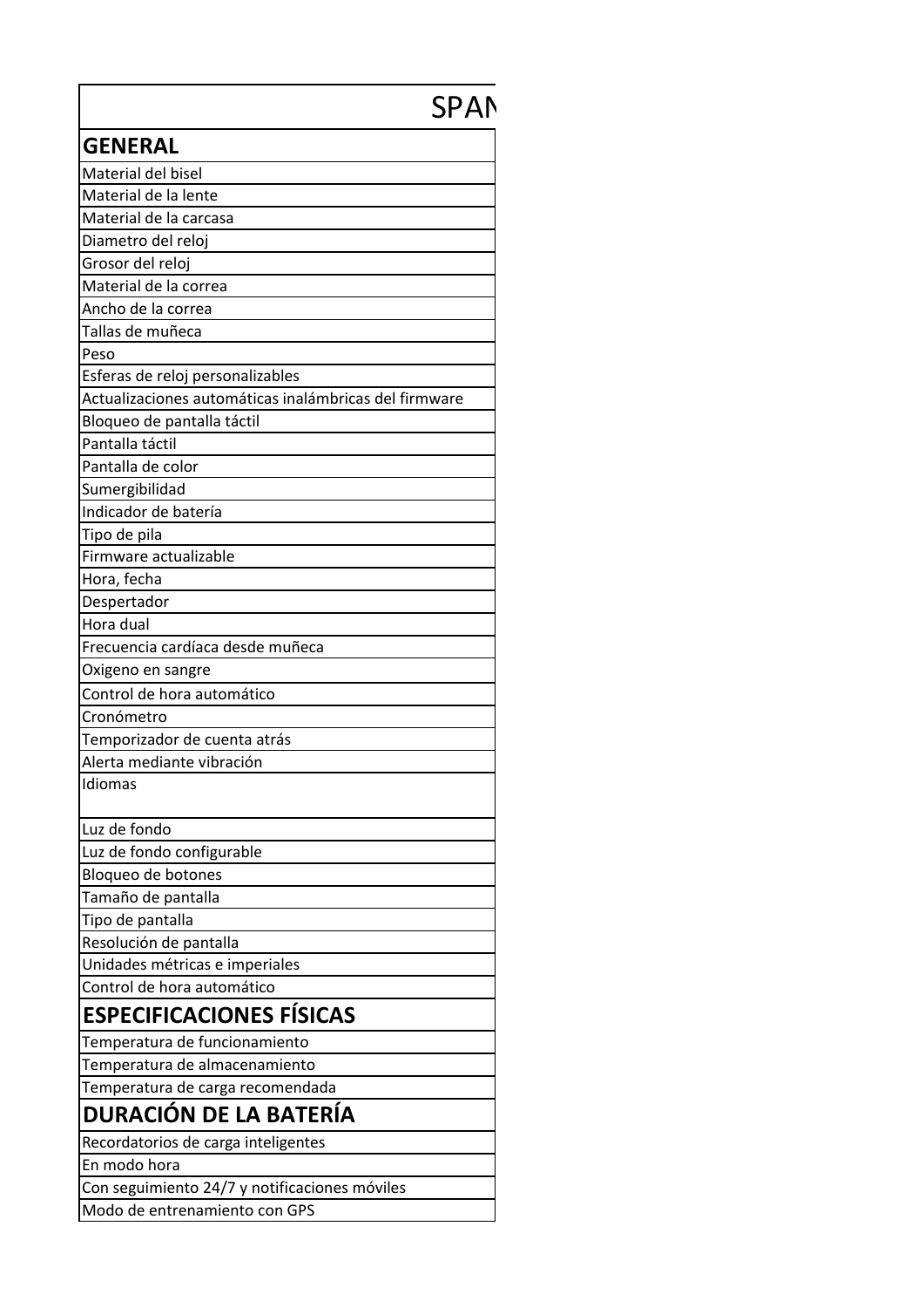| SPAN |
| --- |
| **GENERAL** |
| Material del bisel |
| Material de la lente |
| Material de la carcasa |
| Diametro del reloj |
| Grosor del reloj |
| Material de la correa |
| Ancho de la correa |
| Tallas de muñeca |
| Peso |
| Esferas de reloj personalizables |
| Actualizaciones automáticas inalámbricas del firmware |
| Bloqueo de pantalla táctil |
| Pantalla táctil |
| Pantalla de color |
| Sumergibilidad |
| Indicador de batería |
| Tipo de pila |
| Firmware actualizable |
| Hora, fecha |
| Despertador |
| Hora dual |
| Frecuencia cardíaca desde muñeca |
| Oxigeno en sangre |
| Control de hora automático |
| Cronómetro |
| Temporizador de cuenta atrás |
| Alerta mediante vibración |
| Idiomas |
| Luz de fondo |
| Luz de fondo configurable |
| Bloqueo de botones |
| Tamaño de pantalla |
| Tipo de pantalla |
| Resolución de pantalla |
| Unidades métricas e imperiales |
| Control de hora automático |
| **ESPECIFICACIONES FÍSICAS** |
| Temperatura de funcionamiento |
| Temperatura de almacenamiento |
| Temperatura de carga recomendada |
| **DURACIÓN DE LA BATERÍA** |
| Recordatorios de carga inteligentes |
| En modo hora |
| Con seguimiento 24/7 y notificaciones móviles |
| Modo de entrenamiento con GPS |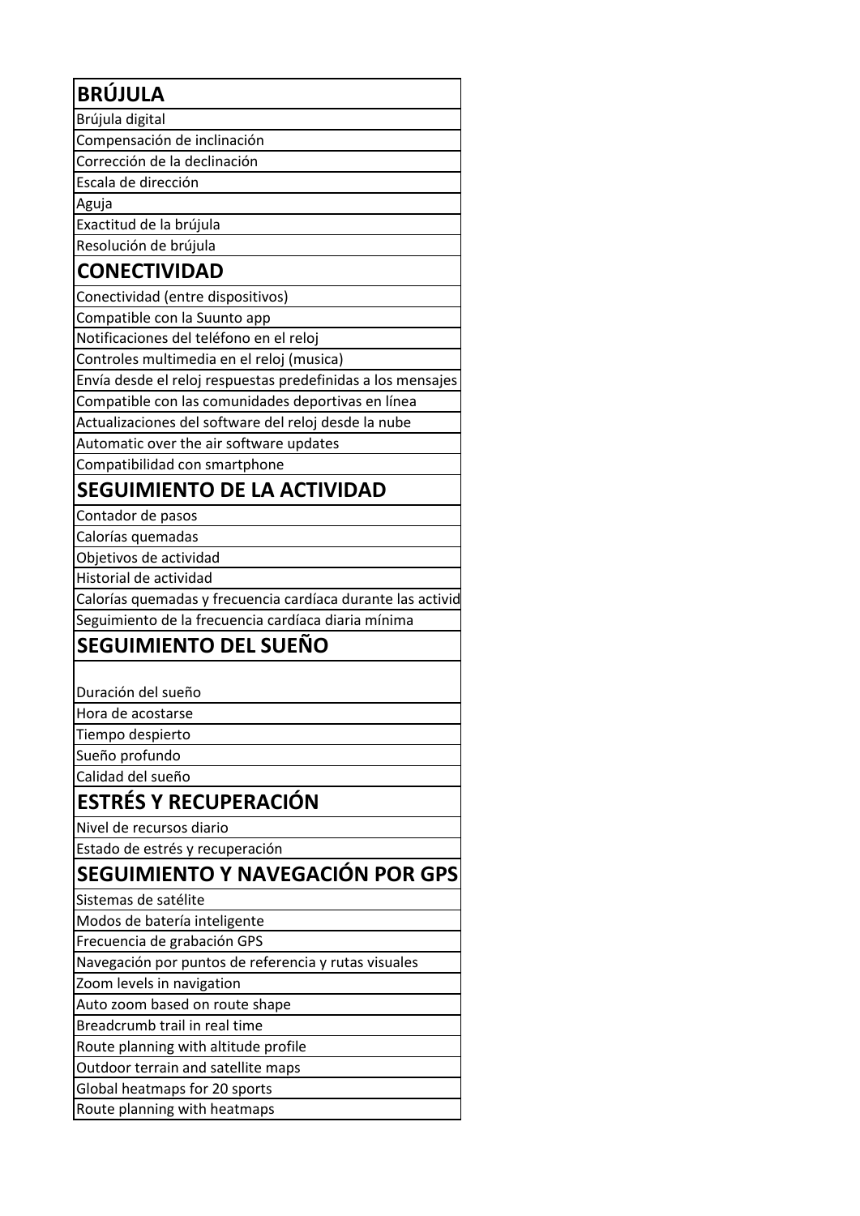| BRÚJULA |
|---|
| Brújula digital |
| Compensación de inclinación |
| Corrección de la declinación |
| Escala de dirección |
| Aguja |
| Exactitud de la brújula |
| Resolución de brújula |
| **CONECTIVIDAD** |
| Conectividad (entre dispositivos) |
| Compatible con la Suunto app |
| Notificaciones del teléfono en el reloj |
| Controles multimedia en el reloj (musica) |
| Envía desde el reloj respuestas predefinidas a los mensajes |
| Compatible con las comunidades deportivas en línea |
| Actualizaciones del software del reloj desde la nube |
| Automatic over the air software updates |
| Compatibilidad con smartphone |
| **SEGUIMIENTO DE LA ACTIVIDAD** |
| Contador de pasos |
| Calorías quemadas |
| Objetivos de actividad |
| Historial de actividad |
| Calorías quemadas y frecuencia cardíaca durante las activid |
| Seguimiento de la frecuencia cardíaca diaria mínima |
| **SEGUIMIENTO DEL SUEÑO** |
| Duración del sueño |
| Hora de acostarse |
| Tiempo despierto |
| Sueño profundo |
| Calidad del sueño |
| **ESTRÉS Y RECUPERACIÓN** |
| Nivel de recursos diario |
| Estado de estrés y recuperación |
| **SEGUIMIENTO Y NAVEGACIÓN POR GPS** |
| Sistemas de satélite |
| Modos de batería inteligente |
| Frecuencia de grabación GPS |
| Navegación por puntos de referencia y rutas visuales |
| Zoom levels in navigation |
| Auto zoom based on route shape |
| Breadcrumb trail in real time |
| Route planning with altitude profile |
| Outdoor terrain and satellite maps |
| Global heatmaps for 20 sports |
| Route planning with heatmaps |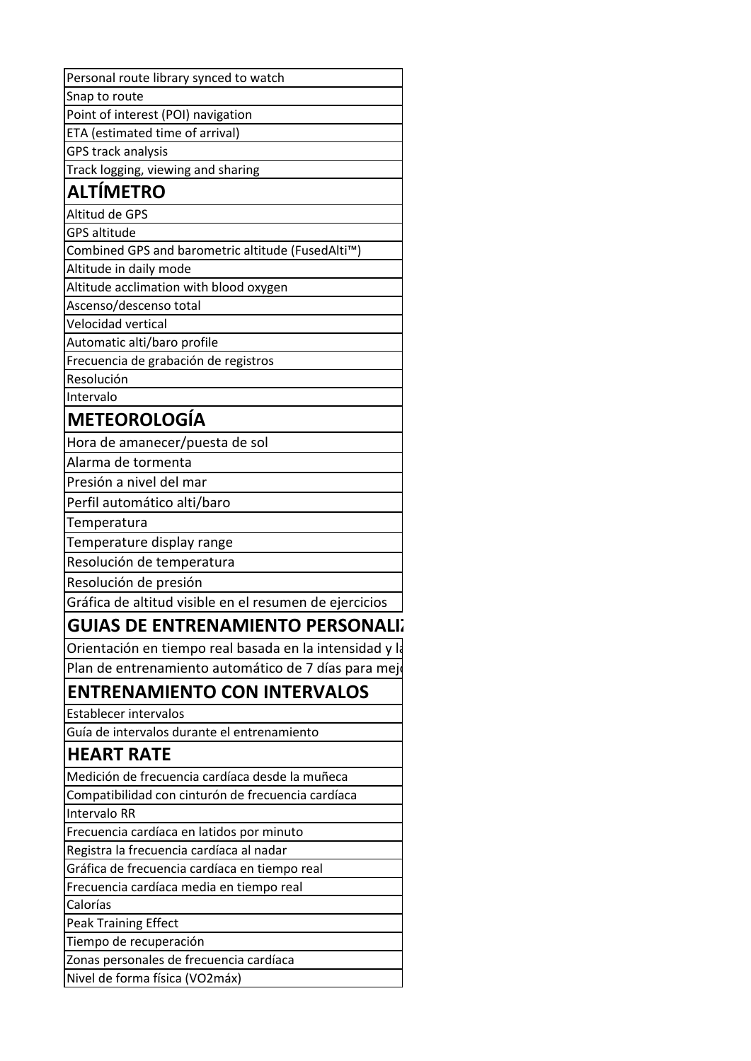| Personal route library synced to watch |
|---|
| Snap to route |
| Point of interest (POI) navigation |
| ETA (estimated time of arrival) |
| GPS track analysis |
| Track logging, viewing and sharing |
| **ALTÍMETRO** |
| Altitud de GPS |
| GPS altitude |
| Combined GPS and barometric altitude (FusedAlti™) |
| Altitude in daily mode |
| Altitude acclimation with blood oxygen |
| Ascenso/descenso total |
| Velocidad vertical |
| Automatic alti/baro profile |
| Frecuencia de grabación de registros |
| Resolución |
| Intervalo |
| **METEOROLOGÍA** |
| Hora de amanecer/puesta de sol |
| Alarma de tormenta |
| Presión a nivel del mar |
| Perfil automático alti/baro |
| Temperatura |
| Temperature display range |
| Resolución de temperatura |
| Resolución de presión |
| Gráfica de altitud visible en el resumen de ejercicios |
| **GUIAS DE ENTRENAMIENTO PERSONALIZ** |
| Orientación en tiempo real basada en la intensidad y la |
| Plan de entrenamiento automático de 7 días para mej |
| **ENTRENAMIENTO CON INTERVALOS** |
| Establecer intervalos |
| Guía de intervalos durante el entrenamiento |
| **HEART RATE** |
| Medición de frecuencia cardíaca desde la muñeca |
| Compatibilidad con cinturón de frecuencia cardíaca |
| Intervalo RR |
| Frecuencia cardíaca en latidos por minuto |
| Registra la frecuencia cardíaca al nadar |
| Gráfica de frecuencia cardíaca en tiempo real |
| Frecuencia cardíaca media en tiempo real |
| Calorías |
| Peak Training Effect |
| Tiempo de recuperación |
| Zonas personales de frecuencia cardíaca |
| Nivel de forma física (VO2máx) |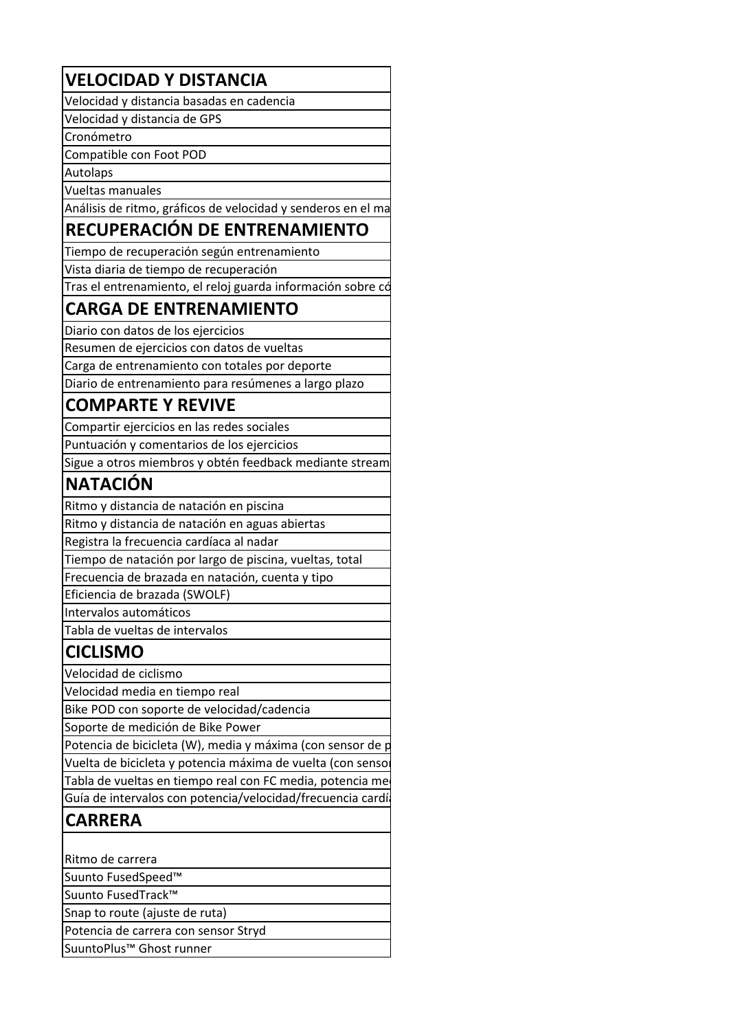| VELOCIDAD Y DISTANCIA |
|---|
| Velocidad y distancia basadas en cadencia |
| Velocidad y distancia de GPS |
| Cronómetro |
| Compatible con Foot POD |
| Autolaps |
| Vueltas manuales |
| Análisis de ritmo, gráficos de velocidad y senderos en el ma |
| **RECUPERACIÓN DE ENTRENAMIENTO** |
| Tiempo de recuperación según entrenamiento |
| Vista diaria de tiempo de recuperación |
| Tras el entrenamiento, el reloj guarda información sobre có |
| **CARGA DE ENTRENAMIENTO** |
| Diario con datos de los ejercicios |
| Resumen de ejercicios con datos de vueltas |
| Carga de entrenamiento con totales por deporte |
| Diario de entrenamiento para resúmenes a largo plazo |
| **COMPARTE Y REVIVE** |
| Compartir ejercicios en las redes sociales |
| Puntuación y comentarios de los ejercicios |
| Sigue a otros miembros y obtén feedback mediante stream |
| **NATACIÓN** |
| Ritmo y distancia de natación en piscina |
| Ritmo y distancia de natación en aguas abiertas |
| Registra la frecuencia cardíaca al nadar |
| Tiempo de natación por largo de piscina, vueltas, total |
| Frecuencia de brazada en natación, cuenta y tipo |
| Eficiencia de brazada (SWOLF) |
| Intervalos automáticos |
| Tabla de vueltas de intervalos |
| **CICLISMO** |
| Velocidad de ciclismo |
| Velocidad media en tiempo real |
| Bike POD con soporte de velocidad/cadencia |
| Soporte de medición de Bike Power |
| Potencia de bicicleta (W), media y máxima (con sensor de p |
| Vuelta de bicicleta y potencia máxima de vuelta (con sensor |
| Tabla de vueltas en tiempo real con FC media, potencia med |
| Guía de intervalos con potencia/velocidad/frecuencia cardía |
| **CARRERA** |
| Ritmo de carrera |
| Suunto FusedSpeed™ |
| Suunto FusedTrack™ |
| Snap to route (ajuste de ruta) |
| Potencia de carrera con sensor Stryd |
| SuuntoPlus™ Ghost runner |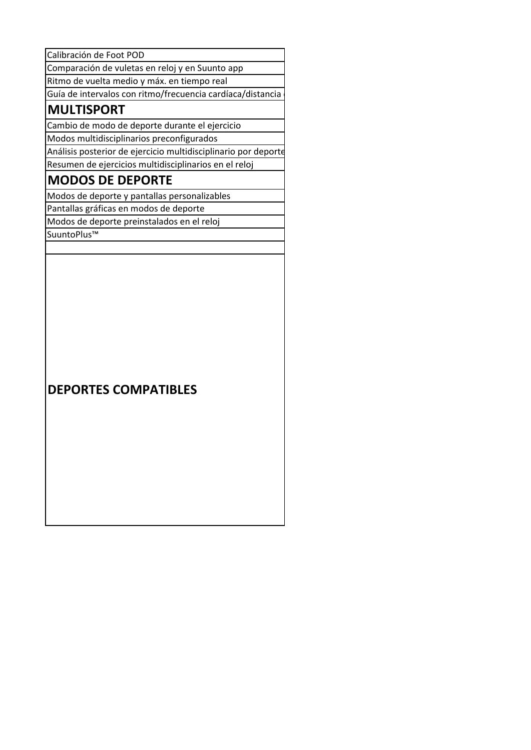| |
|---|
| Calibración de Foot POD |
| Comparación de vuletas en reloj y en Suunto app |
| Ritmo de vuelta medio y máx. en tiempo real |
| Guía de intervalos con ritmo/frecuencia cardíaca/distancia |
| **MULTISPORT** |
| Cambio de modo de deporte durante el ejercicio |
| Modos multidisciplinarios preconfigurados |
| Análisis posterior de ejercicio multidisciplinario por deporte |
| Resumen de ejercicios multidisciplinarios en el reloj |
| **MODOS DE DEPORTE** |
| Modos de deporte y pantallas personalizables |
| Pantallas gráficas en modos de deporte |
| Modos de deporte preinstalados en el reloj |
| SuuntoPlus™ |
| |
| **DEPORTES COMPATIBLES** |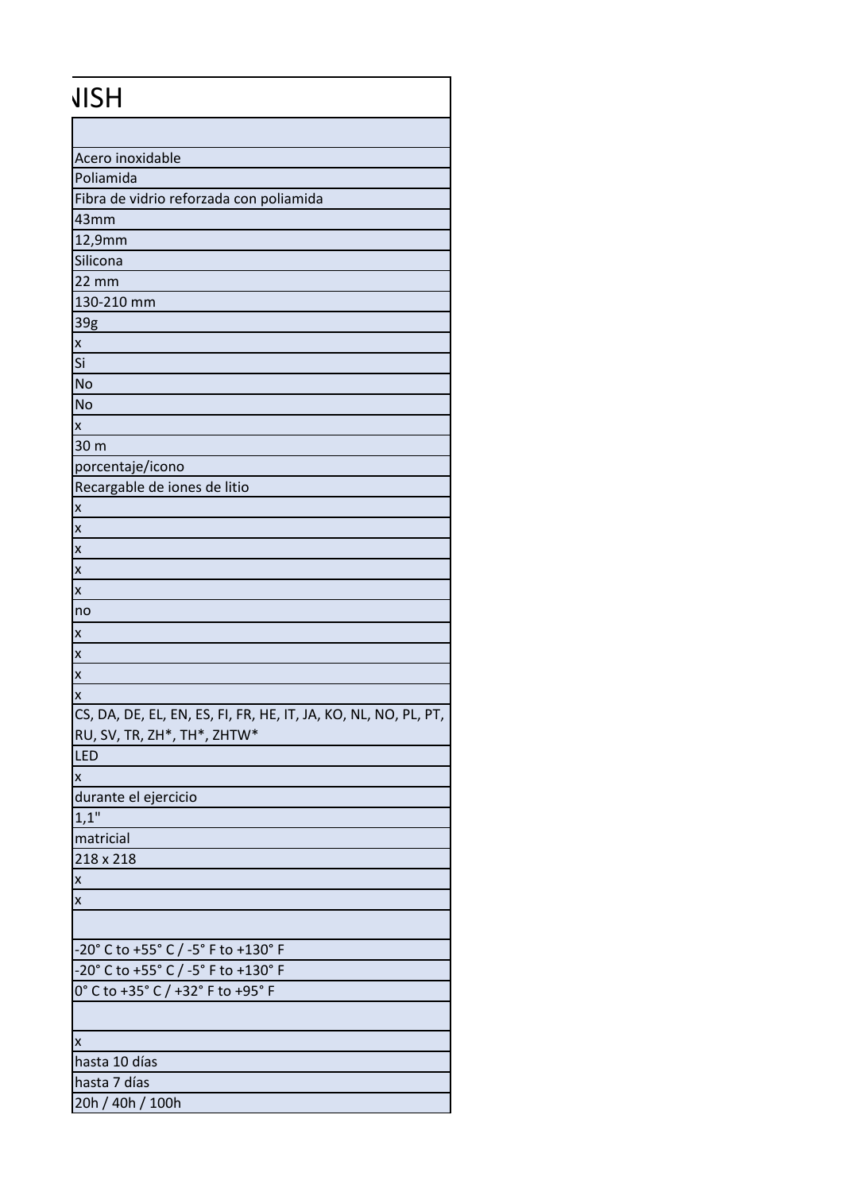| NISH |
| --- |
| |
| Acero inoxidable |
| Poliamida |
| Fibra de vidrio reforzada con poliamida |
| 43mm |
| 12,9mm |
| Silicona |
| 22 mm |
| 130-210 mm |
| 39g |
| x |
| Si |
| No |
| No |
| x |
| 30 m |
| porcentaje/icono |
| Recargable de iones de litio |
| x |
| x |
| x |
| x |
| x |
| no |
| x |
| x |
| x |
| x |
| CS, DA, DE, EL, EN, ES, FI, FR, HE, IT, JA, KO, NL, NO, PL, PT, RU, SV, TR, ZH*, TH*, ZHTW* |
| LED |
| x |
| durante el ejercicio |
| 1,1" |
| matricial |
| 218 x 218 |
| x |
| x |
| |
| -20° C to +55° C / -5° F to +130° F |
| -20° C to +55° C / -5° F to +130° F |
| 0° C to +35° C / +32° F to +95° F |
| |
| x |
| hasta 10 días |
| hasta 7 días |
| 20h / 40h / 100h |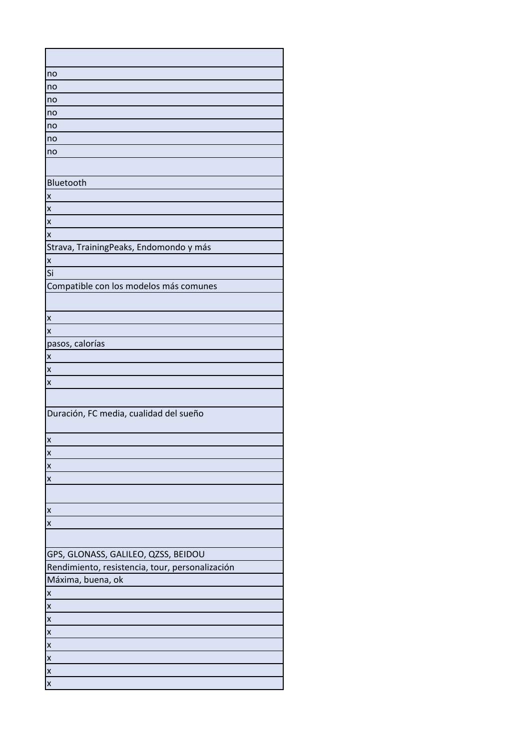| |
|---|
| no |
| no |
| no |
| no |
| no |
| no |
| no |
| |
| Bluetooth |
| x |
| x |
| x |
| x |
| Strava, TrainingPeaks, Endomondo y más |
| x |
| Si |
| Compatible con los modelos más comunes |
| |
| x |
| x |
| pasos, calorías |
| x |
| x |
| x |
| |
| Duración, FC media, cualidad del sueño |
| x |
| x |
| x |
| x |
| |
| x |
| x |
| |
| GPS, GLONASS, GALILEO, QZSS, BEIDOU |
| Rendimiento, resistencia, tour, personalización |
| Máxima, buena, ok |
| x |
| x |
| x |
| x |
| x |
| x |
| x |
| x |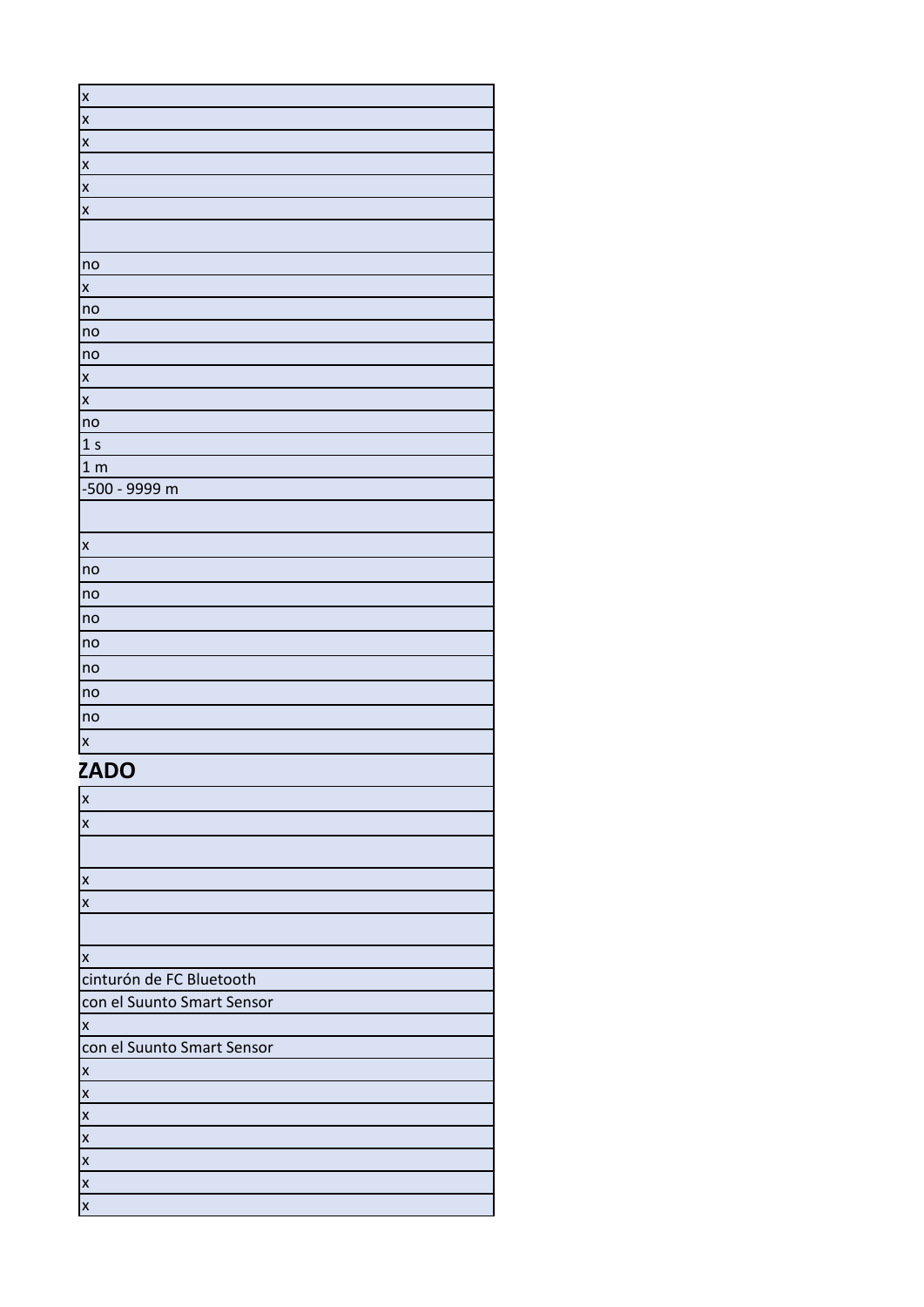| |
|---|
| x |
| x |
| x |
| x |
| x |
| x |
| |
| no |
| x |
| no |
| no |
| no |
| x |
| x |
| no |
| 1 s |
| 1 m |
| -500 - 9999 m |
| |
| x |
| no |
| no |
| no |
| no |
| no |
| no |
| no |
| x |
| **ZADO** |
| x |
| x |
| |
| x |
| x |
| |
| x |
| cinturón de FC Bluetooth |
| con el Suunto Smart Sensor |
| x |
| con el Suunto Smart Sensor |
| x |
| x |
| x |
| x |
| x |
| x |
| x |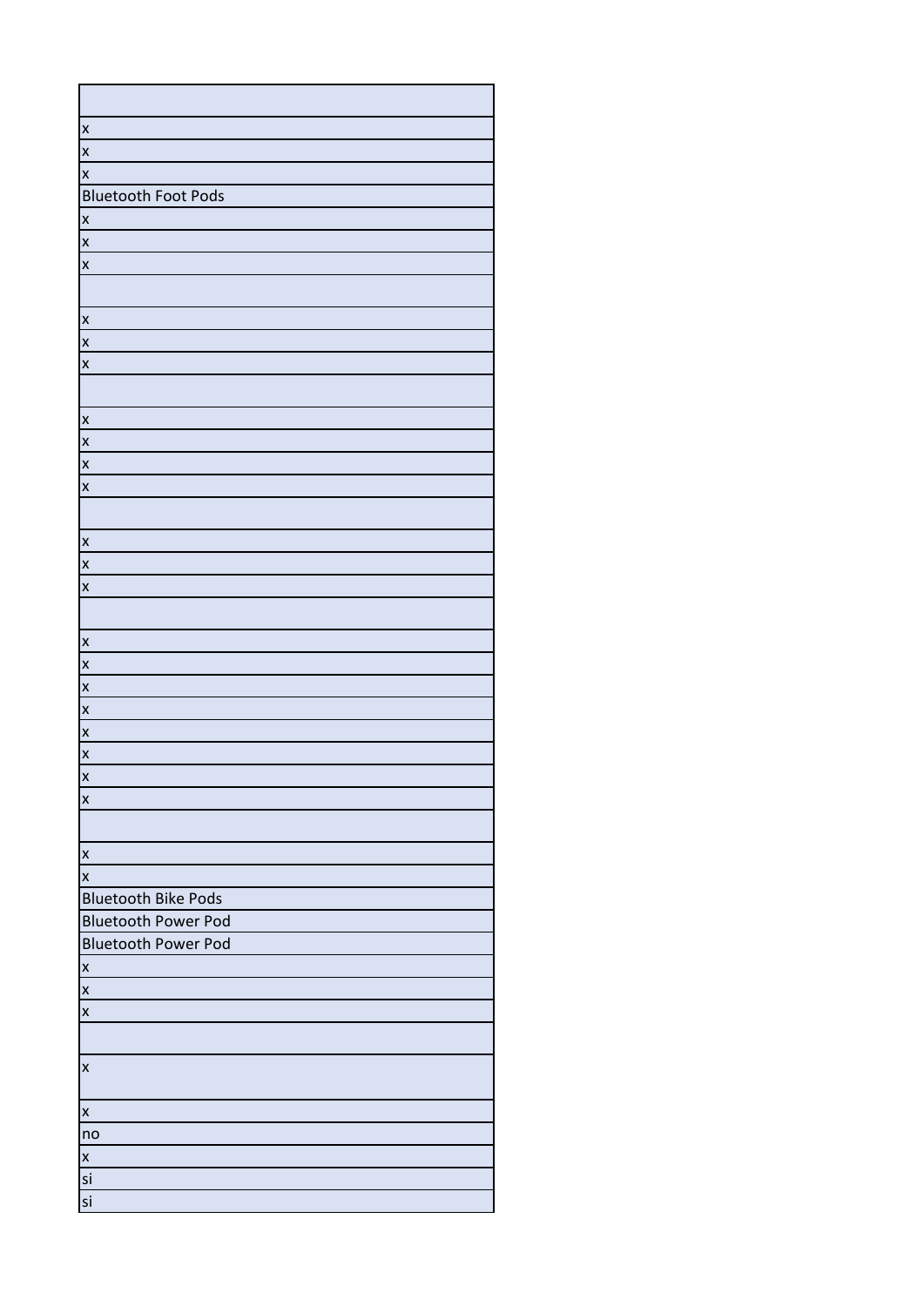| |
|---|
| x |
| x |
| x |
| Bluetooth Foot Pods |
| x |
| x |
| x |
| |
| x |
| x |
| x |
| |
| x |
| x |
| x |
| x |
| |
| x |
| x |
| x |
| |
| x |
| x |
| x |
| x |
| x |
| x |
| x |
| x |
| |
| x |
| x |
| Bluetooth Bike Pods |
| Bluetooth Power Pod |
| Bluetooth Power Pod |
| x |
| x |
| x |
| |
| x |
| x |
| no |
| x |
| si |
| si |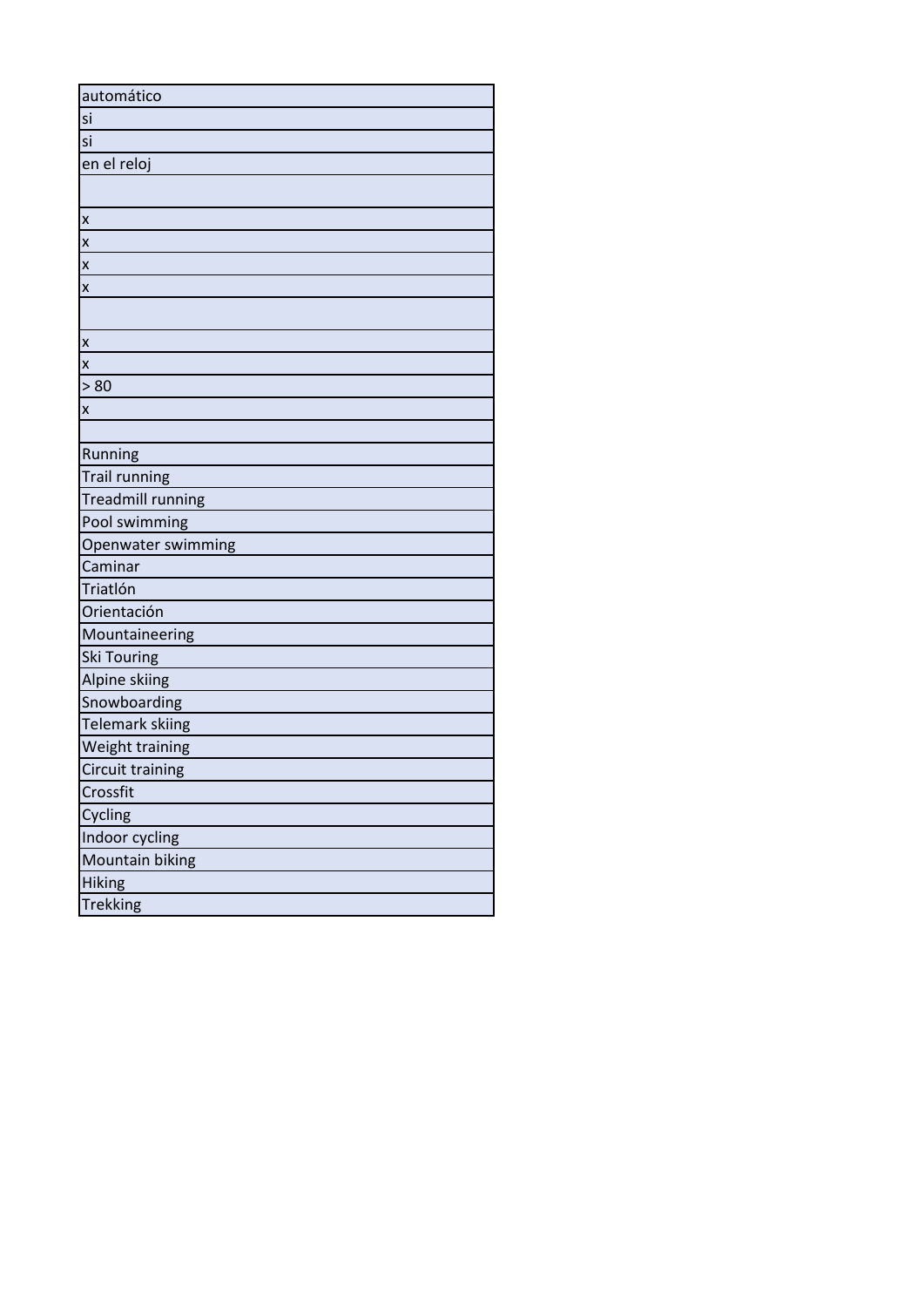| |
|---|
| automático |
| si |
| si |
| en el reloj |
| |
| x |
| x |
| x |
| x |
| |
| x |
| x |
| > 80 |
| x |
| |
| Running |
| Trail running |
| Treadmill running |
| Pool swimming |
| Openwater swimming |
| Caminar |
| Triatlón |
| Orientación |
| Mountaineering |
| Ski Touring |
| Alpine skiing |
| Snowboarding |
| Telemark skiing |
| Weight training |
| Circuit training |
| Crossfit |
| Cycling |
| Indoor cycling |
| Mountain biking |
| Hiking |
| Trekking |